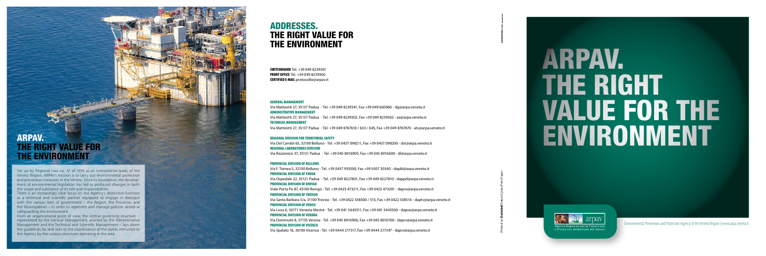# ARPAV. THE RIGHT VALUE FOR THE ENVIRONMENT

Set up by Regional Law no. 32 of 1996 as an instrumental body of the Veneto Region, ARPAV's mission is to carry out environmental protection and prevention measures in the Veneto. Since its foundation, the development of environmental legislation has led to profound changes in both the scope and substance of its role and responsibilities.

There is an increasingly clear focus on the Agency's distinctive function as a technical and scientific partner equipped to engage in dialogue with the various tiers of government – the Region, the Provinces and the Municipalities – in order to represent and manage policies aimed at safeguarding the environment.

From an organisational point of view, the central governing structure - represented by the General Management, assisted by the Administrative Management and the Technical and Scientific Management – lays down the guidelines for and sees to the coordination of the duties entrusted to the Agency by the various structures operating in the area.

# ADDRESSES. THE RIGHT VALUE FOR THE ENVIRONMENT

**SWITCHBOARD** Tel. +39 049 8239301
**FRONT OFFICE** Tel. +39 049 8239360
**CERTIFIED E-MAIL** protocollo@arpav.it

**GENERAL MANAGEMENT**
Via Matteotti 27, 35137 Padua - Tel. +39 049 8239341, Fax +39 049 660966 - dg@arpa.veneto.it

**ADMINISTRATIVE MANAGEMENT**
Via Matteotti 27, 35137 Padua - Tel. +39 049 8239302, Fax +39 049 8239362 - aa@arpa.veneto.it

**TECHNICAL MANAGEMENT**
Via Matteotti 27, 35137 Padua - Tel. +39 049 8767610 / 633 / 645, Fax +39 049 8767670 - ats@arpa.veneto.it

**REGIONAL DIVISION FOR TERRITORIAL SAFETY**
Via Del Cansei 65, 32100 Belluno - Tel. +39 0437 098211, Fax +39 0437 098200 - dst@arpa.veneto.it

**REGIONAL LABORATORIES DIVISION**
Via Rezzonico 37, 35131 Padua - Tel. +39 045 8016905, Fax +39 045 8016600 - dl@arpa.veneto.it

**PROVINCIAL DIVISION OF BELLUNO**
Via F. Tomea 5, 32100 Belluno - Tel. +39 0437 935500, Fax +39 0437 30340 - dapbl@arpa.veneto.it

**PROVINCIAL DIVISION OF PADUA**
Via Ospedale 22, 35121 Padua - Tel. +39 049 8227801, Fax +39 049 8227810 - dappd@arpa.veneto.it

**PROVINCIAL DIVISION OF ROVIGO**
Viale Porta Po 87, 45100 Rovigo - Tel. +39 0425 473211, Fax +39 0425 473201 - dapro@arpa.veneto.it

**PROVINCIAL DIVISION OF TREVISO**
Via Santa Barbara 5/a, 31100 Treviso - Tel. +39 0422 558500 / 515, Fax +39 0422 558516 - daptv@arpa.veneto.it

**PROVINCIAL DIVISION OF VENICE**
Via Lissa 6, 30171 Venezia Mestre - Tel. +39 041 5445511, Fax +39 041 5445500 - dapve@arpa.veneto.it

**PROVINCIAL DIVISION OF VERONA**
Via Dominutti 8, 37135 Verona - Tel. +39 045 8016906, Fax +39 045 8016700 - dapvr@arpa.veneto.it

**PROVINCIAL DIVISION OF VICENZA**
Via Spalato 16, 36100 Vicenza - Tel. +39 0444 217317, Fax +39 0444 217347 - dapvi@arpa.veneto.it

Printed on Ecolabel Dalum Cyclus Print Paper

# ARPAV. THE RIGHT VALUE FOR THE ENVIRONMENT

arpav
Agenzia Regionale per la Prevenzione e Protezione Ambientale del Veneto

Environmental Prevention and Protection Agency of the Veneto Region | www.arpa.veneto.it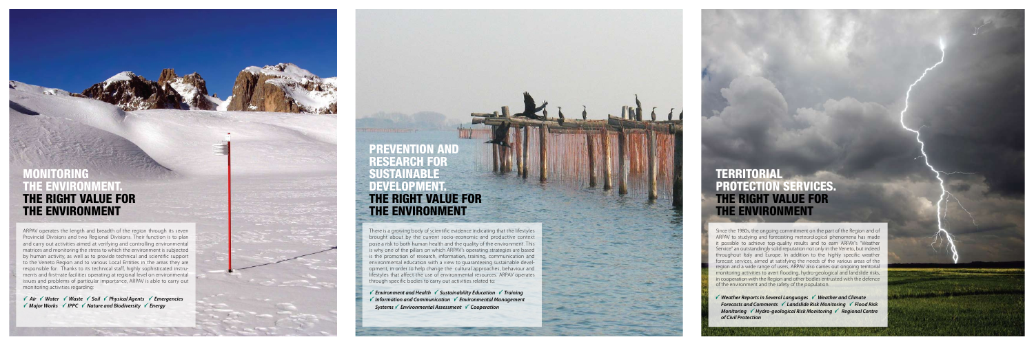## MONITORING THE ENVIRONMENT. THE RIGHT VALUE FOR THE ENVIRONMENT

ARPAV operates the length and breadth of the region through its seven Provincial Divisions and two Regional Divisions. Their function is to plan and carry out activities aimed at verifying and controlling environmental matrices and monitoring the stress to which the environment is subjected by human activity, as well as to provide technical and scientific support to the Veneto Region and to various Local Entities in the areas they are responsible for. Thanks to its technical staff, highly sophisticated instruments and first-rate facilities operating at regional level on environmental issues and problems of particular importance, ARPAV is able to carry out monitoring activities regarding:

*✓ Air ✓ Water ✓ Waste ✓ Soil ✓ Physical Agents ✓ Emergencies ✓ Major Works ✓ IPPC ✓ Nature and Biodiversity ✓ Energy*

## PREVENTION AND RESEARCH FOR SUSTAINABLE DEVELOPMENT. THE RIGHT VALUE FOR THE ENVIRONMENT

There is a growing body of scientific evidence indicating that the lifestyles brought about by the current socio-economic and productive context pose a risk to both human health and the quality of the environment. This is why one of the pillars on which ARPAV's operating strategies are based is the promotion of research, information, training, communication and environmental education with a view to guaranteeing sustainable development, in order to help change the cultural approaches, behaviour and lifestyles that affect the use of environmental resources. ARPAV operates through specific bodies to carry out activities related to:

*✓ Environment and Health ✓ Sustainability Education ✓ Training ✓ Information and Communication ✓ Environmental Management Systems ✓ Environmental Assessment ✓ Cooperation*

## TERRITORIAL PROTECTION SERVICES. THE RIGHT VALUE FOR THE ENVIRONMENT

Since the 1980s, the ongoing commitment on the part of the Region and of ARPAV to studying and forecasting meteorological phenomena has made it possible to achieve top-quality results and to earn ARPAV's "Weather Service" an outstandingly solid reputation not only in the Veneto, but indeed throughout Italy and Europe. In addition to the highly specific weather forecast services, aimed at satisfying the needs of the various areas of the region and a wide range of users, ARPAV also carries out ongoing territorial monitoring activities to avert flooding, hydro-geological and landslide risks, in cooperation with the Region and other bodies entrusted with the defence of the environment and the safety of the population.

*✓ Weather Reports in Several Languages ✓ Weather and Climate Forecasts and Comments ✓ Landslide Risk Monitoring ✓ Flood Risk Monitoring ✓ Hydro-geological Risk Monitoring ✓ Regional Centre of Civil Protection*